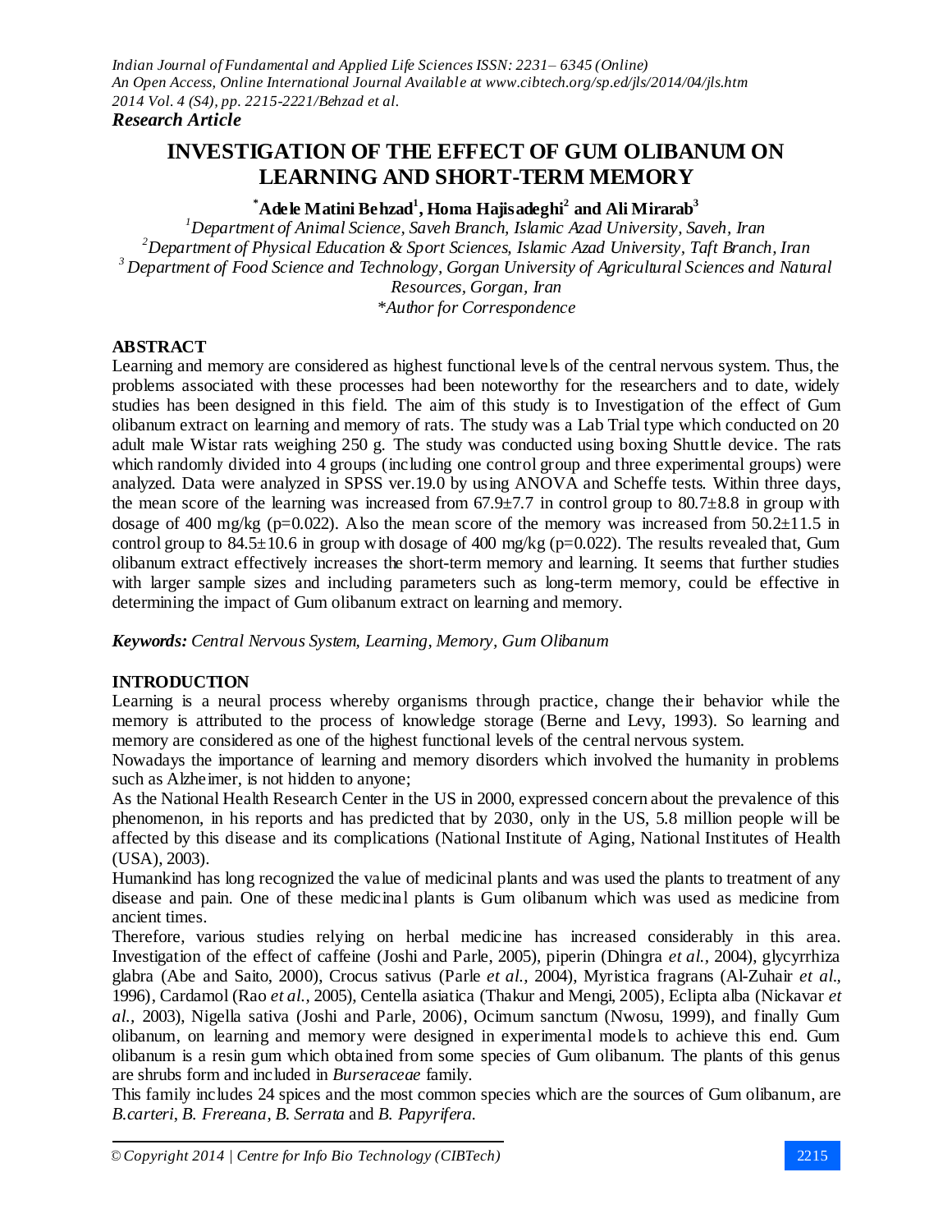*Research Article*

# INVESTIGATION OF THE EFFECT OF GUM OLIBANUM ON LEARNING AND SHORT-TERM MEMORY

**\*Adele Matini Behzad[1], Homa Hajisadeghi[2] and Ali Mirarab[3]**

[1]*Department of Animal Science, Saveh Branch, Islamic Azad University, Saveh, Iran*
[2]*Department of Physical Education & Sport Sciences, Islamic Azad University, Taft Branch, Iran*
[3]*Department of Food Science and Technology, Gorgan University of Agricultural Sciences and Natural Resources, Gorgan, Iran*
*\*Author for Correspondence*

## ABSTRACT

Learning and memory are considered as highest functional levels of the central nervous system. Thus, the problems associated with these processes had been noteworthy for the researchers and to date, widely studies has been designed in this field. The aim of this study is to Investigation of the effect of Gum olibanum extract on learning and memory of rats. The study was a Lab Trial type which conducted on 20 adult male Wistar rats weighing 250 g. The study was conducted using boxing Shuttle device. The rats which randomly divided into 4 groups (including one control group and three experimental groups) were analyzed. Data were analyzed in SPSS ver.19.0 by using ANOVA and Scheffe tests. Within three days, the mean score of the learning was increased from 67.9±7.7 in control group to 80.7±8.8 in group with dosage of 400 mg/kg (p=0.022). Also the mean score of the memory was increased from 50.2±11.5 in control group to 84.5±10.6 in group with dosage of 400 mg/kg (p=0.022). The results revealed that, Gum olibanum extract effectively increases the short-term memory and learning. It seems that further studies with larger sample sizes and including parameters such as long-term memory, could be effective in determining the impact of Gum olibanum extract on learning and memory.

***Keywords:*** *Central Nervous System, Learning, Memory, Gum Olibanum*

## INTRODUCTION

Learning is a neural process whereby organisms through practice, change their behavior while the memory is attributed to the process of knowledge storage (Berne and Levy, 1993). So learning and memory are considered as one of the highest functional levels of the central nervous system.

Nowadays the importance of learning and memory disorders which involved the humanity in problems such as Alzheimer, is not hidden to anyone;

As the National Health Research Center in the US in 2000, expressed concern about the prevalence of this phenomenon, in his reports and has predicted that by 2030, only in the US, 5.8 million people will be affected by this disease and its complications (National Institute of Aging, National Institutes of Health (USA), 2003).

Humankind has long recognized the value of medicinal plants and was used the plants to treatment of any disease and pain. One of these medicinal plants is Gum olibanum which was used as medicine from ancient times.

Therefore, various studies relying on herbal medicine has increased considerably in this area. Investigation of the effect of caffeine (Joshi and Parle, 2005), piperin (Dhingra *et al.*, 2004), glycyrrhiza glabra (Abe and Saito, 2000), Crocus sativus (Parle *et al.*, 2004), Myristica fragrans (Al-Zuhair *et al.*, 1996), Cardamol (Rao *et al.*, 2005), Centella asiatica (Thakur and Mengi, 2005), Eclipta alba (Nickavar *et al.*, 2003), Nigella sativa (Joshi and Parle, 2006), Ocimum sanctum (Nwosu, 1999), and finally Gum olibanum, on learning and memory were designed in experimental models to achieve this end. Gum olibanum is a resin gum which obtained from some species of Gum olibanum. The plants of this genus are shrubs form and included in *Burseraceae* family.

This family includes 24 spices and the most common species which are the sources of Gum olibanum, are *B.carteri*, *B. Frereana*, *B. Serrata* and *B. Papyrifera.*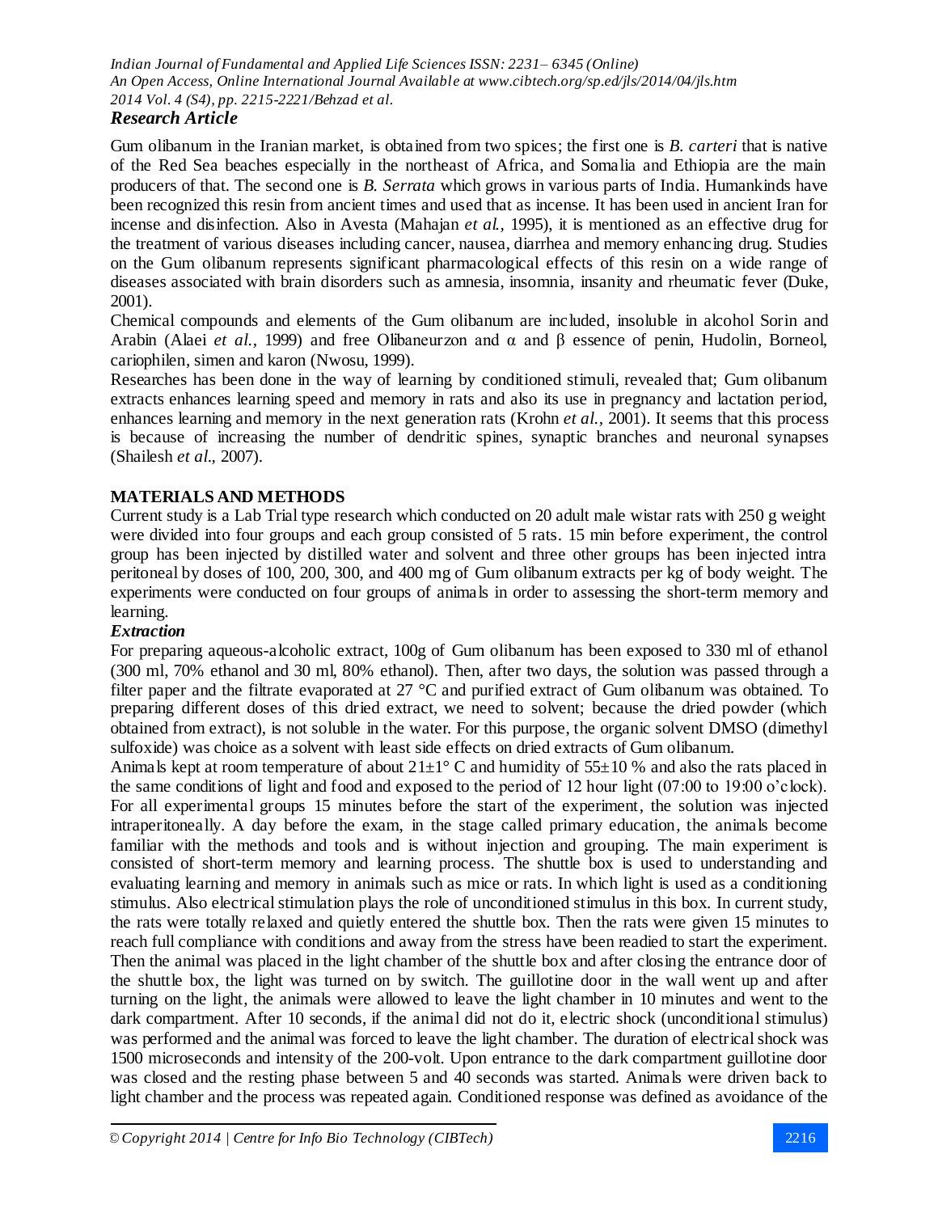Gum olibanum in the Iranian market, is obtained from two spices; the first one is *B. carteri* that is native of the Red Sea beaches especially in the northeast of Africa, and Somalia and Ethiopia are the main producers of that. The second one is *B. Serrata* which grows in various parts of India. Humankinds have been recognized this resin from ancient times and used that as incense. It has been used in ancient Iran for incense and disinfection. Also in Avesta (Mahajan *et al.*, 1995), it is mentioned as an effective drug for the treatment of various diseases including cancer, nausea, diarrhea and memory enhancing drug. Studies on the Gum olibanum represents significant pharmacological effects of this resin on a wide range of diseases associated with brain disorders such as amnesia, insomnia, insanity and rheumatic fever (Duke, 2001).

Chemical compounds and elements of the Gum olibanum are included, insoluble in alcohol Sorin and Arabin (Alaei *et al.*, 1999) and free Olibaneurzon and α and β essence of penin, Hudolin, Borneol, cariophilen, simen and karon (Nwosu, 1999).

Researches has been done in the way of learning by conditioned stimuli, revealed that; Gum olibanum extracts enhances learning speed and memory in rats and also its use in pregnancy and lactation period, enhances learning and memory in the next generation rats (Krohn *et al.*, 2001). It seems that this process is because of increasing the number of dendritic spines, synaptic branches and neuronal synapses (Shailesh *et al*., 2007).

## MATERIALS AND METHODS

Current study is a Lab Trial type research which conducted on 20 adult male wistar rats with 250 g weight were divided into four groups and each group consisted of 5 rats. 15 min before experiment, the control group has been injected by distilled water and solvent and three other groups has been injected intra peritoneal by doses of 100, 200, 300, and 400 mg of Gum olibanum extracts per kg of body weight. The experiments were conducted on four groups of animals in order to assessing the short-term memory and learning.

### *Extraction*

For preparing aqueous-alcoholic extract, 100g of Gum olibanum has been exposed to 330 ml of ethanol (300 ml, 70% ethanol and 30 ml, 80% ethanol). Then, after two days, the solution was passed through a filter paper and the filtrate evaporated at 27 °C and purified extract of Gum olibanum was obtained. To preparing different doses of this dried extract, we need to solvent; because the dried powder (which obtained from extract), is not soluble in the water. For this purpose, the organic solvent DMSO (dimethyl sulfoxide) was choice as a solvent with least side effects on dried extracts of Gum olibanum.

Animals kept at room temperature of about 21±1° C and humidity of 55±10 % and also the rats placed in the same conditions of light and food and exposed to the period of 12 hour light (07:00 to 19:00 o'clock). For all experimental groups 15 minutes before the start of the experiment, the solution was injected intraperitoneally. A day before the exam, in the stage called primary education, the animals become familiar with the methods and tools and is without injection and grouping. The main experiment is consisted of short-term memory and learning process. The shuttle box is used to understanding and evaluating learning and memory in animals such as mice or rats. In which light is used as a conditioning stimulus. Also electrical stimulation plays the role of unconditioned stimulus in this box. In current study, the rats were totally relaxed and quietly entered the shuttle box. Then the rats were given 15 minutes to reach full compliance with conditions and away from the stress have been readied to start the experiment. Then the animal was placed in the light chamber of the shuttle box and after closing the entrance door of the shuttle box, the light was turned on by switch. The guillotine door in the wall went up and after turning on the light, the animals were allowed to leave the light chamber in 10 minutes and went to the dark compartment. After 10 seconds, if the animal did not do it, electric shock (unconditional stimulus) was performed and the animal was forced to leave the light chamber. The duration of electrical shock was 1500 microseconds and intensity of the 200-volt. Upon entrance to the dark compartment guillotine door was closed and the resting phase between 5 and 40 seconds was started. Animals were driven back to light chamber and the process was repeated again. Conditioned response was defined as avoidance of the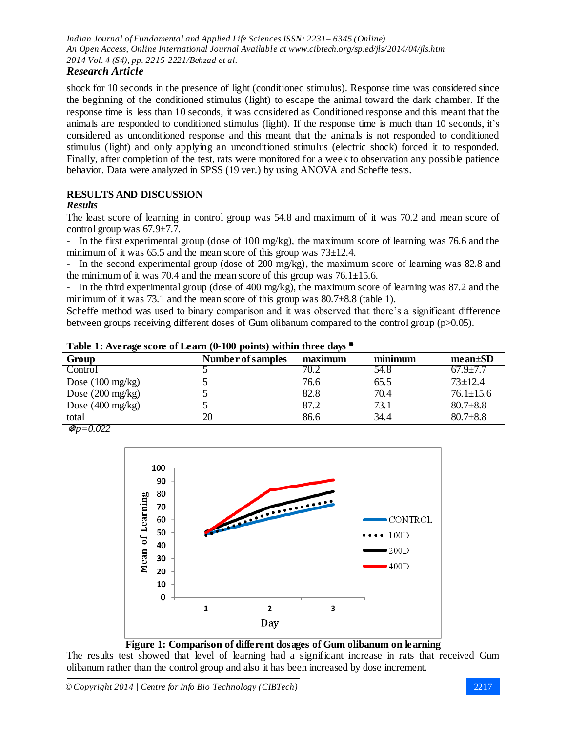shock for 10 seconds in the presence of light (conditioned stimulus). Response time was considered since the beginning of the conditioned stimulus (light) to escape the animal toward the dark chamber. If the response time is less than 10 seconds, it was considered as Conditioned response and this meant that the animals are responded to conditioned stimulus (light). If the response time is much than 10 seconds, it's considered as unconditioned response and this meant that the animals is not responded to conditioned stimulus (light) and only applying an unconditioned stimulus (electric shock) forced it to responded. Finally, after completion of the test, rats were monitored for a week to observation any possible patience behavior. Data were analyzed in SPSS (19 ver.) by using ANOVA and Scheffe tests.

## RESULTS AND DISCUSSION

### *Results*

The least score of learning in control group was 54.8 and maximum of it was 70.2 and mean score of control group was 67.9±7.7.

- In the first experimental group (dose of 100 mg/kg), the maximum score of learning was 76.6 and the minimum of it was 65.5 and the mean score of this group was 73±12.4.
- In the second experimental group (dose of 200 mg/kg), the maximum score of learning was 82.8 and the minimum of it was 70.4 and the mean score of this group was 76.1±15.6.
- In the third experimental group (dose of 400 mg/kg), the maximum score of learning was 87.2 and the minimum of it was 73.1 and the mean score of this group was 80.7±8.8 (table 1).

Scheffe method was used to binary comparison and it was observed that there's a significant difference between groups receiving different doses of Gum olibanum compared to the control group ($p>0.05$).

**Table 1: Average score of Learn (0-100 points) within three days ***

| Group | Number of samples | maximum | minimum | mean±SD |
|---|---|---|---|---|
| Control | 5 | 70.2 | 54.8 | 67.9±7.7 |
| Dose (100 mg/kg) | 5 | 76.6 | 65.5 | 73±12.4 |
| Dose (200 mg/kg) | 5 | 82.8 | 70.4 | 76.1±15.6 |
| Dose (400 mg/kg) | 5 | 87.2 | 73.1 | 80.7±8.8 |
| total | 20 | 86.6 | 34.4 | 80.7±8.8 |

**p=0.022*

**Figure 1: Comparison of different dosages of Gum olibanum on learning**

The results test showed that level of learning had a significant increase in rats that received Gum olibanum rather than the control group and also it has been increased by dose increment.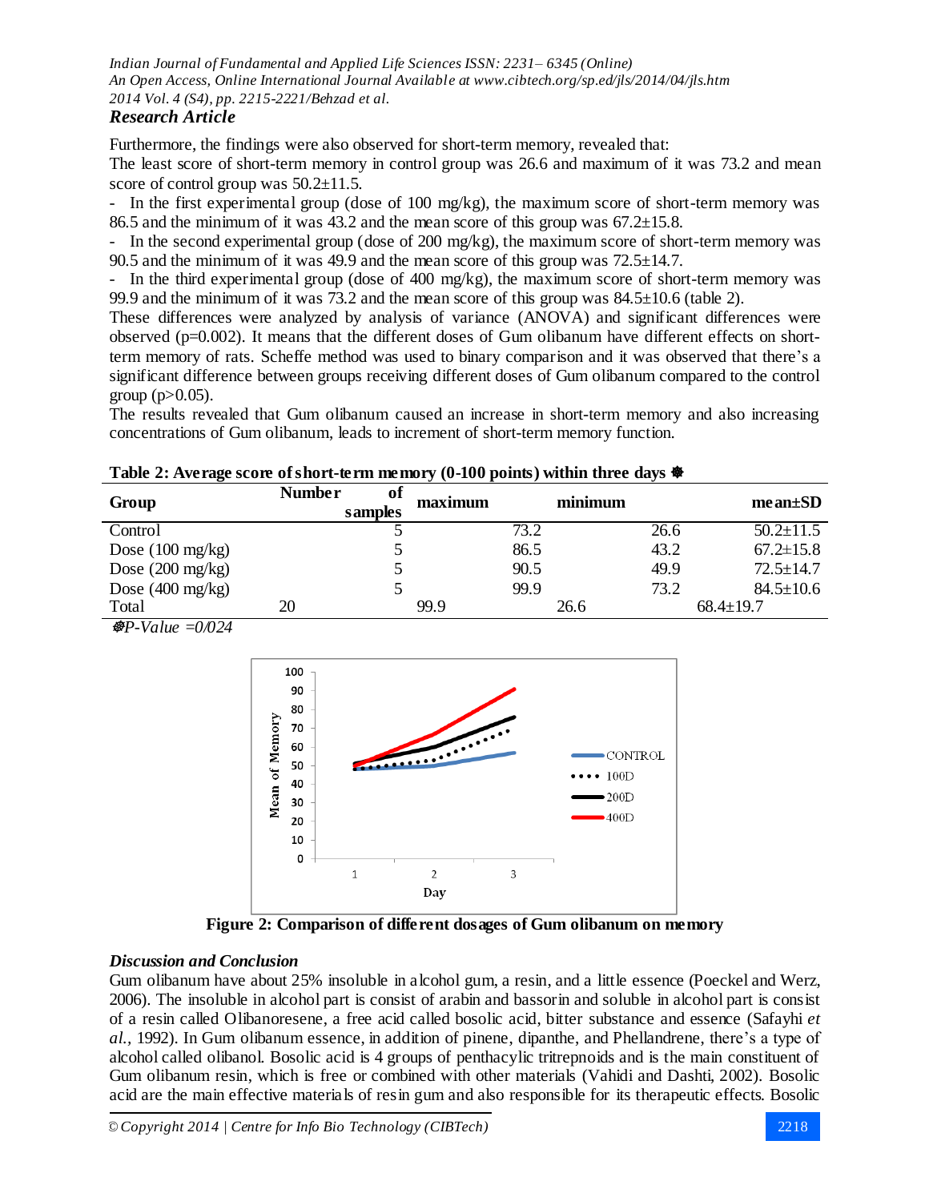Furthermore, the findings were also observed for short-term memory, revealed that:

The least score of short-term memory in control group was 26.6 and maximum of it was 73.2 and mean score of control group was 50.2±11.5.

- In the first experimental group (dose of 100 mg/kg), the maximum score of short-term memory was 86.5 and the minimum of it was 43.2 and the mean score of this group was 67.2±15.8.
- In the second experimental group (dose of 200 mg/kg), the maximum score of short-term memory was 90.5 and the minimum of it was 49.9 and the mean score of this group was 72.5±14.7.
- In the third experimental group (dose of 400 mg/kg), the maximum score of short-term memory was 99.9 and the minimum of it was 73.2 and the mean score of this group was 84.5±10.6 (table 2).

These differences were analyzed by analysis of variance (ANOVA) and significant differences were observed (p=0.002). It means that the different doses of Gum olibanum have different effects on short-term memory of rats. Scheffe method was used to binary comparison and it was observed that there's a significant difference between groups receiving different doses of Gum olibanum compared to the control group (p>0.05).

The results revealed that Gum olibanum caused an increase in short-term memory and also increasing concentrations of Gum olibanum, leads to increment of short-term memory function.

**Table 2: Average score of short-term memory (0-100 points) within three days ☸**

| Group | Number of samples | maximum | minimum | mean±SD |
|---|---|---|---|---|
| Control | 5 | 73.2 | 26.6 | 50.2±11.5 |
| Dose (100 mg/kg) | 5 | 86.5 | 43.2 | 67.2±15.8 |
| Dose (200 mg/kg) | 5 | 90.5 | 49.9 | 72.5±14.7 |
| Dose (400 mg/kg) | 5 | 99.9 | 73.2 | 84.5±10.6 |
| Total | 20 | 99.9 | 26.6 | 68.4±19.7 |

*☸P-Value =0/024*

**Figure 2: Comparison of different dosages of Gum olibanum on memory**

## *Discussion and Conclusion*

Gum olibanum have about 25% insoluble in alcohol gum, a resin, and a little essence (Poeckel and Werz, 2006). The insoluble in alcohol part is consist of arabin and bassorin and soluble in alcohol part is consist of a resin called Olibanoresene, a free acid called bosolic acid, bitter substance and essence (Safayhi *et al.,* 1992). In Gum olibanum essence, in addition of pinene, dipanthe, and Phellandrene, there's a type of alcohol called olibanol. Bosolic acid is 4 groups of penthacylic tritrepnoids and is the main constituent of Gum olibanum resin, which is free or combined with other materials (Vahidi and Dashti, 2002). Bosolic acid are the main effective materials of resin gum and also responsible for its therapeutic effects. Bosolic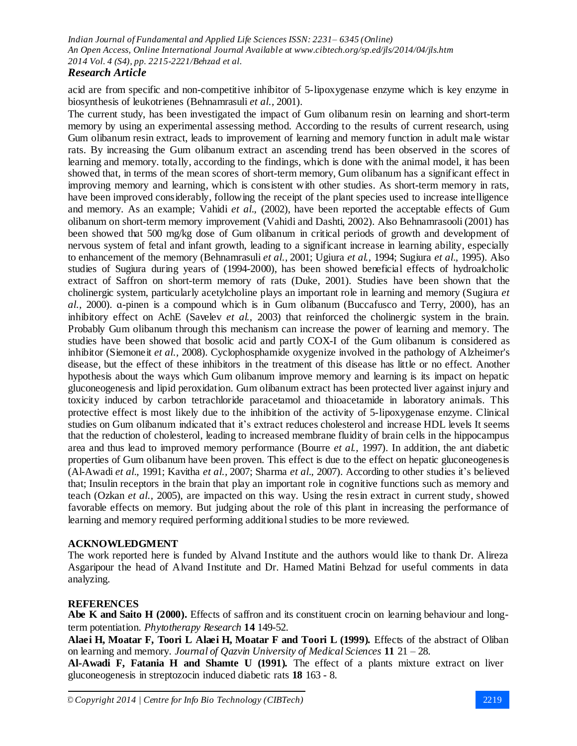acid are from specific and non-competitive inhibitor of 5-lipoxygenase enzyme which is key enzyme in biosynthesis of leukotrienes (Behnamrasuli *et al.*, 2001).

The current study, has been investigated the impact of Gum olibanum resin on learning and short-term memory by using an experimental assessing method. According to the results of current research, using Gum olibanum resin extract, leads to improvement of learning and memory function in adult male wistar rats. By increasing the Gum olibanum extract an ascending trend has been observed in the scores of learning and memory. totally, according to the findings, which is done with the animal model, it has been showed that, in terms of the mean scores of short-term memory, Gum olibanum has a significant effect in improving memory and learning, which is consistent with other studies. As short-term memory in rats, have been improved considerably, following the receipt of the plant species used to increase intelligence and memory. As an example; Vahidi *et al.*, (2002), have been reported the acceptable effects of Gum olibanum on short-term memory improvement (Vahidi and Dashti, 2002). Also Behnamrasooli (2001) has been showed that 500 mg/kg dose of Gum olibanum in critical periods of growth and development of nervous system of fetal and infant growth, leading to a significant increase in learning ability, especially to enhancement of the memory (Behnamrasuli *et al.*, 2001; Ugiura *et al.*, 1994; Sugiura *et al.*, 1995). Also studies of Sugiura during years of (1994-2000), has been showed beneficial effects of hydroalcholic extract of Saffron on short-term memory of rats (Duke, 2001). Studies have been shown that the cholinergic system, particularly acetylcholine plays an important role in learning and memory (Sugiura *et al.*, 2000). α-pinen is a compound which is in Gum olibanum (Buccafusco and Terry, 2000), has an inhibitory effect on AchE (Savelev *et al.*, 2003) that reinforced the cholinergic system in the brain. Probably Gum olibanum through this mechanism can increase the power of learning and memory. The studies have been showed that bosolic acid and partly COX-I of the Gum olibanum is considered as inhibitor (Siemoneit *et al.*, 2008). Cyclophosphamide oxygenize involved in the pathology of Alzheimer's disease, but the effect of these inhibitors in the treatment of this disease has little or no effect. Another hypothesis about the ways which Gum olibanum improve memory and learning is its impact on hepatic gluconeogenesis and lipid peroxidation. Gum olibanum extract has been protected liver against injury and toxicity induced by carbon tetrachloride paracetamol and thioacetamide in laboratory animals. This protective effect is most likely due to the inhibition of the activity of 5-lipoxygenase enzyme. Clinical studies on Gum olibanum indicated that it's extract reduces cholesterol and increase HDL levels It seems that the reduction of cholesterol, leading to increased membrane fluidity of brain cells in the hippocampus area and thus lead to improved memory performance (Bourre *et al.*, 1997). In addition, the ant diabetic properties of Gum olibanum have been proven. This effect is due to the effect on hepatic gluconeogenesis (Al-Awadi *et al.*, 1991; Kavitha *et al.*, 2007; Sharma *et al.*, 2007). According to other studies it's believed that; Insulin receptors in the brain that play an important role in cognitive functions such as memory and teach (Ozkan *et al.*, 2005), are impacted on this way. Using the resin extract in current study, showed favorable effects on memory. But judging about the role of this plant in increasing the performance of learning and memory required performing additional studies to be more reviewed.

## ACKNOWLEDGMENT

The work reported here is funded by Alvand Institute and the authors would like to thank Dr. Alireza Asgaripour the head of Alvand Institute and Dr. Hamed Matini Behzad for useful comments in data analyzing.

## REFERENCES

**Abe K and Saito H (2000).** Effects of saffron and its constituent crocin on learning behaviour and long-term potentiation. *Phytotherapy Research* **14** 149-52.

**Alaei H, Moatar F, Toori L Alaei H, Moatar F and Toori L (1999).** Effects of the abstract of Oliban on learning and memory. *Journal of Qazvin University of Medical Sciences* **11** 21 – 28.

**Al-Awadi F, Fatania H and Shamte U (1991).** The effect of a plants mixture extract on liver gluconeogenesis in streptozocin induced diabetic rats **18** 163 - 8.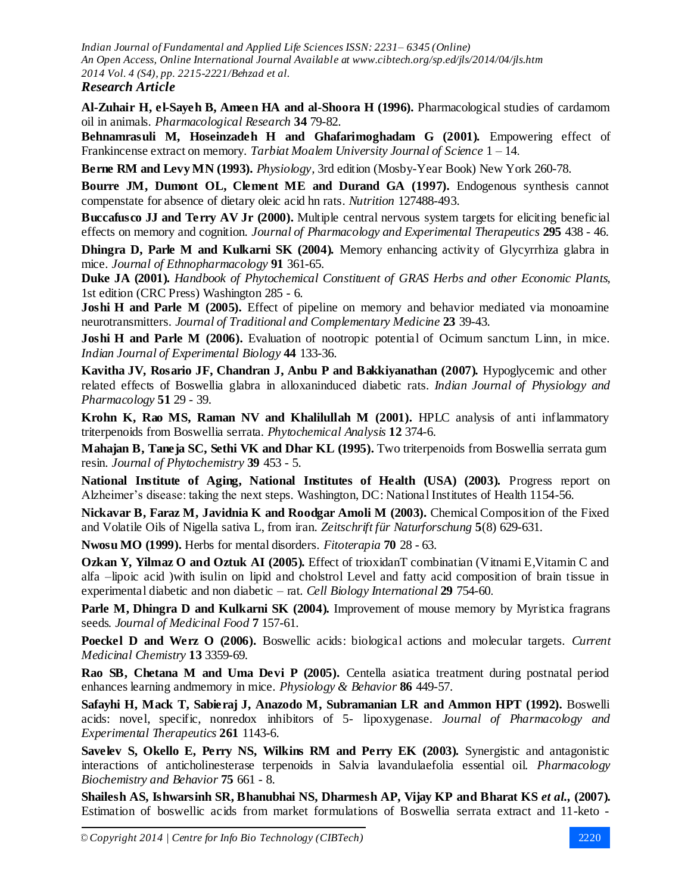**Al-Zuhair H, el-Sayeh B, Ameen HA and al-Shoora H (1996).** Pharmacological studies of cardamom oil in animals. *Pharmacological Research* **34** 79-82.

**Behnamrasuli M, Hoseinzadeh H and Ghafarimoghadam G (2001).** Empowering effect of Frankincense extract on memory. *Tarbiat Moalem University Journal of Science* 1 – 14.

**Berne RM and Levy MN (1993).** *Physiology*, 3rd edition (Mosby-Year Book) New York 260-78.

**Bourre JM, Dumont OL, Clement ME and Durand GA (1997).** Endogenous synthesis cannot compenstate for absence of dietary oleic acid hn rats. *Nutrition* 127488-493.

**Buccafusco JJ and Terry AV Jr (2000).** Multiple central nervous system targets for eliciting beneficial effects on memory and cognition. *Journal of Pharmacology and Experimental Therapeutics* **295** 438 - 46.

**Dhingra D, Parle M and Kulkarni SK (2004).** Memory enhancing activity of Glycyrrhiza glabra in mice. *Journal of Ethnopharmacology* **91** 361-65.

**Duke JA (2001).** *Handbook of Phytochemical Constituent of GRAS Herbs and other Economic Plants*, 1st edition (CRC Press) Washington 285 - 6.

**Joshi H and Parle M (2005).** Effect of pipeline on memory and behavior mediated via monoamine neurotransmitters. *Journal of Traditional and Complementary Medicine* **23** 39-43.

**Joshi H and Parle M (2006).** Evaluation of nootropic potential of Ocimum sanctum Linn, in mice. *Indian Journal of Experimental Biology* **44** 133-36.

**Kavitha JV, Rosario JF, Chandran J, Anbu P and Bakkiyanathan (2007).** Hypoglycemic and other related effects of Boswellia glabra in alloxaninduced diabetic rats. *Indian Journal of Physiology and Pharmacology* **51** 29 - 39.

**Krohn K, Rao MS, Raman NV and Khalilullah M (2001).** HPLC analysis of anti inflammatory triterpenoids from Boswellia serrata. *Phytochemical Analysis* **12** 374-6.

**Mahajan B, Taneja SC, Sethi VK and Dhar KL (1995).** Two triterpenoids from Boswellia serrata gum resin. *Journal of Phytochemistry* **39** 453 - 5.

**National Institute of Aging, National Institutes of Health (USA) (2003).** Progress report on Alzheimer's disease: taking the next steps. Washington, DC: National Institutes of Health 1154-56.

**Nickavar B, Faraz M, Javidnia K and Roodgar Amoli M (2003).** Chemical Composition of the Fixed and Volatile Oils of Nigella sativa L, from iran. *Zeitschrift für Naturforschung* **5**(8) 629-631.

**Nwosu MO (1999).** Herbs for mental disorders. *Fitoterapia* **70** 28 - 63.

**Ozkan Y, Yilmaz O and Oztuk AI (2005).** Effect of trioxidanT combinatian (Vitnami E,Vitamin C and alfa –lipoic acid )with isulin on lipid and cholstrol Level and fatty acid composition of brain tissue in experimental diabetic and non diabetic – rat. *Cell Biology International* **29** 754-60.

**Parle M, Dhingra D and Kulkarni SK (2004).** Improvement of mouse memory by Myristica fragrans seeds. *Journal of Medicinal Food* **7** 157-61.

**Poeckel D and Werz O (2006).** Boswellic acids: biological actions and molecular targets. *Current Medicinal Chemistry* **13** 3359-69.

**Rao SB, Chetana M and Uma Devi P (2005).** Centella asiatica treatment during postnatal period enhances learning andmemory in mice. *Physiology & Behavior* **86** 449-57.

**Safayhi H, Mack T, Sabieraj J, Anazodo M, Subramanian LR and Ammon HPT (1992).** Boswelli acids: novel, specific, nonredox inhibitors of 5- lipoxygenase. *Journal of Pharmacology and Experimental Therapeutics* **261** 1143-6.

**Savelev S, Okello E, Perry NS, Wilkins RM and Perry EK (2003).** Synergistic and antagonistic interactions of anticholinesterase terpenoids in Salvia lavandulaefolia essential oil. *Pharmacology Biochemistry and Behavior* **75** 661 - 8.

**Shailesh AS, Ishwarsinh SR, Bhanubhai NS, Dharmesh AP, Vijay KP and Bharat KS *et al.*, (2007).** Estimation of boswellic acids from market formulations of Boswellia serrata extract and 11-keto -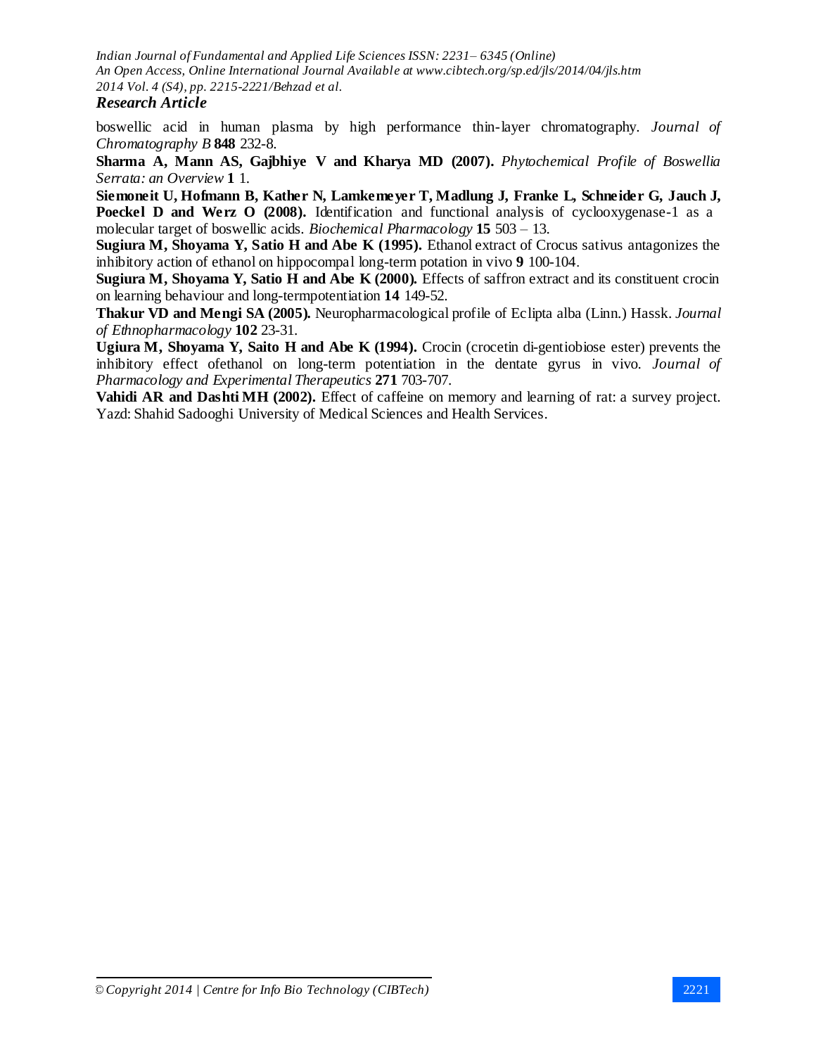boswellic acid in human plasma by high performance thin-layer chromatography. *Journal of Chromatography B* **848** 232-8.

**Sharma A, Mann AS, Gajbhiye V and Kharya MD (2007).** *Phytochemical Profile of Boswellia Serrata: an Overview* **1** 1.

**Siemoneit U, Hofmann B, Kather N, Lamkemeyer T, Madlung J, Franke L, Schneider G, Jauch J, Poeckel D and Werz O (2008).** Identification and functional analysis of cyclooxygenase-1 as a molecular target of boswellic acids. *Biochemical Pharmacology* **15** 503 – 13.

**Sugiura M, Shoyama Y, Satio H and Abe K (1995).** Ethanol extract of Crocus sativus antagonizes the inhibitory action of ethanol on hippocompal long-term potation in vivo **9** 100-104.

**Sugiura M, Shoyama Y, Satio H and Abe K (2000).** Effects of saffron extract and its constituent crocin on learning behaviour and long-termpotentiation **14** 149-52.

**Thakur VD and Mengi SA (2005).** Neuropharmacological profile of Eclipta alba (Linn.) Hassk. *Journal of Ethnopharmacology* **102** 23-31.

**Ugiura M, Shoyama Y, Saito H and Abe K (1994).** Crocin (crocetin di-gentiobiose ester) prevents the inhibitory effect ofethanol on long-term potentiation in the dentate gyrus in vivo. *Journal of Pharmacology and Experimental Therapeutics* **271** 703-707.

**Vahidi AR and Dashti MH (2002).** Effect of caffeine on memory and learning of rat: a survey project. Yazd: Shahid Sadooghi University of Medical Sciences and Health Services.